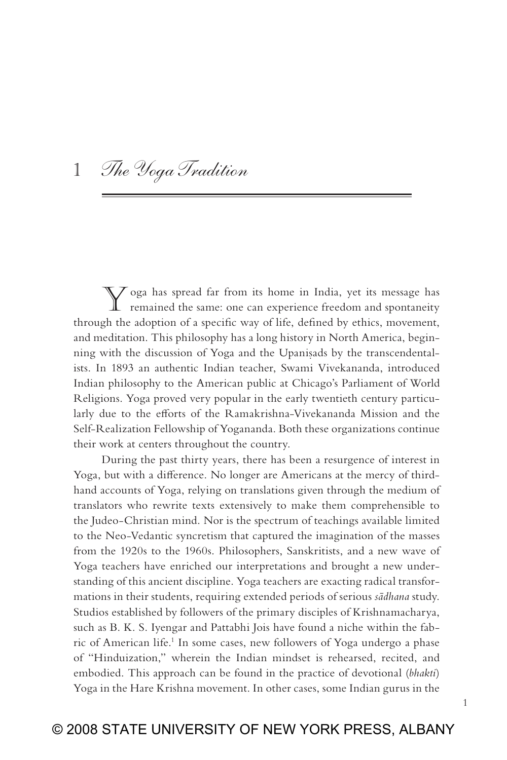# 1 The Yoga Tradition

Yoga has spread far from its home in India, yet its message has remained the same: one can experience freedom and spontaneity through the adoption of a specific way of life, defined by ethics, movement, and meditation. This philosophy has a long history in North America, beginning with the discussion of Yoga and the Upaniṣads by the transcendentalists. In 1893 an authentic Indian teacher, Swami Vivekananda, introduced Indian philosophy to the American public at Chicago's Parliament of World Religions. Yoga proved very popular in the early twentieth century particularly due to the efforts of the Ramakrishna-Vivekananda Mission and the Self-Realization Fellowship of Yogananda. Both these organizations continue their work at centers throughout the country.

During the past thirty years, there has been a resurgence of interest in Yoga, but with a difference. No longer are Americans at the mercy of third-hand accounts of Yoga, relying on translations given through the medium of translators who rewrite texts extensively to make them comprehensible to the Judeo-Christian mind. Nor is the spectrum of teachings available limited to the Neo-Vedantic syncretism that captured the imagination of the masses from the 1920s to the 1960s. Philosophers, Sanskritists, and a new wave of Yoga teachers have enriched our interpretations and brought a new understanding of this ancient discipline. Yoga teachers are exacting radical transformations in their students, requiring extended periods of serious *sādhana* study. Studios established by followers of the primary disciples of Krishnamacharya, such as B. K. S. Iyengar and Pattabhi Jois have found a niche within the fabric of American life.[1] In some cases, new followers of Yoga undergo a phase of "Hinduization," wherein the Indian mindset is rehearsed, recited, and embodied. This approach can be found in the practice of devotional (*bhakti*) Yoga in the Hare Krishna movement. In other cases, some Indian gurus in the

© 2008 STATE UNIVERSITY OF NEW YORK PRESS, ALBANY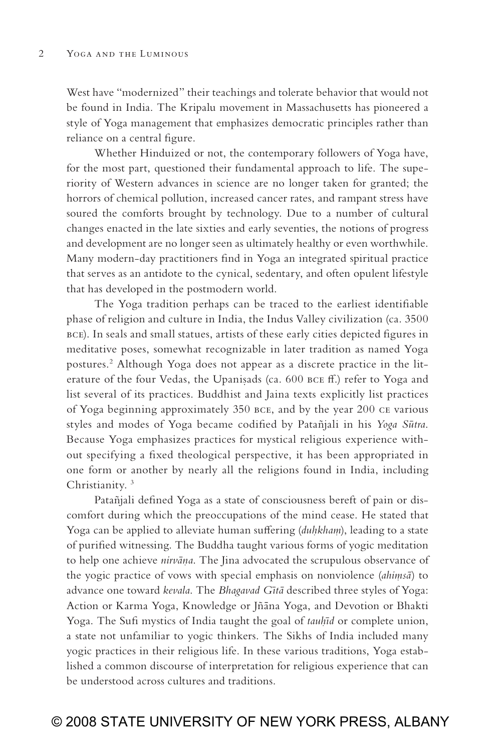West have "modernized" their teachings and tolerate behavior that would not be found in India. The Kripalu movement in Massachusetts has pioneered a style of Yoga management that emphasizes democratic principles rather than reliance on a central figure.

Whether Hinduized or not, the contemporary followers of Yoga have, for the most part, questioned their fundamental approach to life. The superiority of Western advances in science are no longer taken for granted; the horrors of chemical pollution, increased cancer rates, and rampant stress have soured the comforts brought by technology. Due to a number of cultural changes enacted in the late sixties and early seventies, the notions of progress and development are no longer seen as ultimately healthy or even worthwhile. Many modern-day practitioners find in Yoga an integrated spiritual practice that serves as an antidote to the cynical, sedentary, and often opulent lifestyle that has developed in the postmodern world.

The Yoga tradition perhaps can be traced to the earliest identifiable phase of religion and culture in India, the Indus Valley civilization (ca. 3500 BCE). In seals and small statues, artists of these early cities depicted figures in meditative poses, somewhat recognizable in later tradition as named Yoga postures.[2] Although Yoga does not appear as a discrete practice in the literature of the four Vedas, the Upaniṣads (ca. 600 BCE ff.) refer to Yoga and list several of its practices. Buddhist and Jaina texts explicitly list practices of Yoga beginning approximately 350 BCE, and by the year 200 CE various styles and modes of Yoga became codified by Patañjali in his *Yoga Sūtra*. Because Yoga emphasizes practices for mystical religious experience without specifying a fixed theological perspective, it has been appropriated in one form or another by nearly all the religions found in India, including Christianity.[3]

Patañjali defined Yoga as a state of consciousness bereft of pain or discomfort during which the preoccupations of the mind cease. He stated that Yoga can be applied to alleviate human suffering (*duḥkham*), leading to a state of purified witnessing. The Buddha taught various forms of yogic meditation to help one achieve *nirvāṇa*. The Jina advocated the scrupulous observance of the yogic practice of vows with special emphasis on nonviolence (*ahiṃsā*) to advance one toward *kevala*. The *Bhagavad Gītā* described three styles of Yoga: Action or Karma Yoga, Knowledge or Jñāna Yoga, and Devotion or Bhakti Yoga. The Sufi mystics of India taught the goal of *tauḥīd* or complete union, a state not unfamiliar to yogic thinkers. The Sikhs of India included many yogic practices in their religious life. In these various traditions, Yoga established a common discourse of interpretation for religious experience that can be understood across cultures and traditions.

© 2008 STATE UNIVERSITY OF NEW YORK PRESS, ALBANY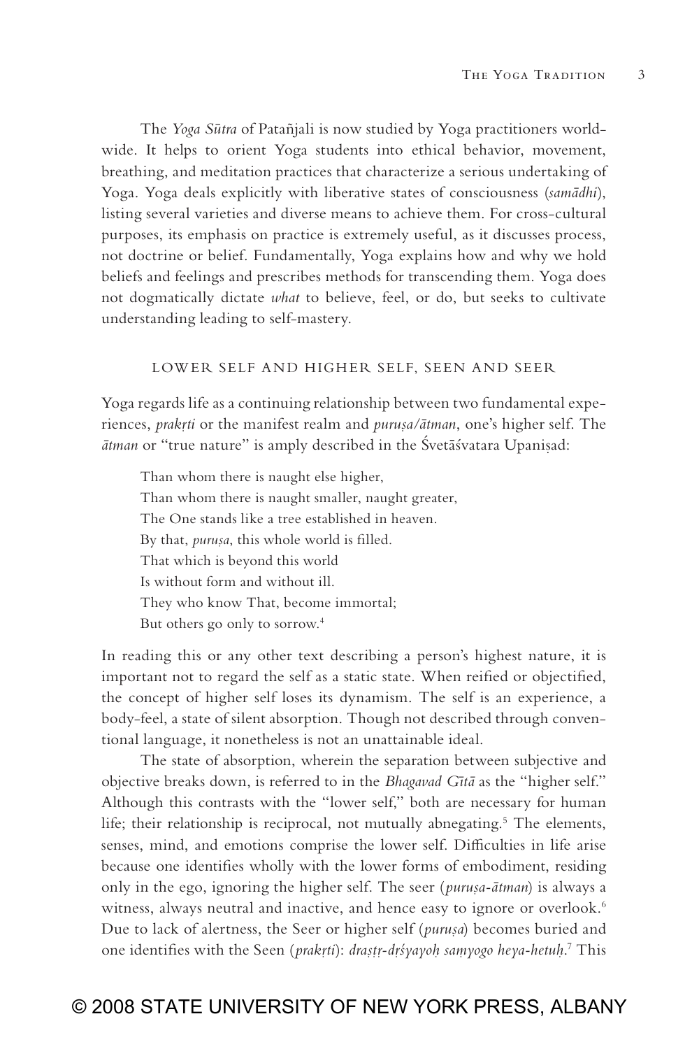The *Yoga Sūtra* of Patañjali is now studied by Yoga practitioners worldwide. It helps to orient Yoga students into ethical behavior, movement, breathing, and meditation practices that characterize a serious undertaking of Yoga. Yoga deals explicitly with liberative states of consciousness (*samādhi*), listing several varieties and diverse means to achieve them. For cross-cultural purposes, its emphasis on practice is extremely useful, as it discusses process, not doctrine or belief. Fundamentally, Yoga explains how and why we hold beliefs and feelings and prescribes methods for transcending them. Yoga does not dogmatically dictate *what* to believe, feel, or do, but seeks to cultivate understanding leading to self-mastery.

## LOWER SELF AND HIGHER SELF, SEEN AND SEER

Yoga regards life as a continuing relationship between two fundamental experiences, *prakṛti* or the manifest realm and *puruṣa/ātman*, one's higher self. The *ātman* or "true nature" is amply described in the Śvetāśvatara Upaniṣad:

> Than whom there is naught else higher,
> Than whom there is naught smaller, naught greater,
> The One stands like a tree established in heaven.
> By that, *puruṣa*, this whole world is filled.
> That which is beyond this world
> Is without form and without ill.
> They who know That, become immortal;
> But others go only to sorrow.[4]

In reading this or any other text describing a person's highest nature, it is important not to regard the self as a static state. When reified or objectified, the concept of higher self loses its dynamism. The self is an experience, a body-feel, a state of silent absorption. Though not described through conventional language, it nonetheless is not an unattainable ideal.

The state of absorption, wherein the separation between subjective and objective breaks down, is referred to in the *Bhagavad Gītā* as the "higher self." Although this contrasts with the "lower self," both are necessary for human life; their relationship is reciprocal, not mutually abnegating.[5] The elements, senses, mind, and emotions comprise the lower self. Difficulties in life arise because one identifies wholly with the lower forms of embodiment, residing only in the ego, ignoring the higher self. The seer (*puruṣa-ātman*) is always a witness, always neutral and inactive, and hence easy to ignore or overlook.[6] Due to lack of alertness, the Seer or higher self (*puruṣa*) becomes buried and one identifies with the Seen (*prakṛti*): *draṣṭṛ-dṛśyayoḥ saṃyogo heya-hetuḥ*.[7] This

© 2008 STATE UNIVERSITY OF NEW YORK PRESS, ALBANY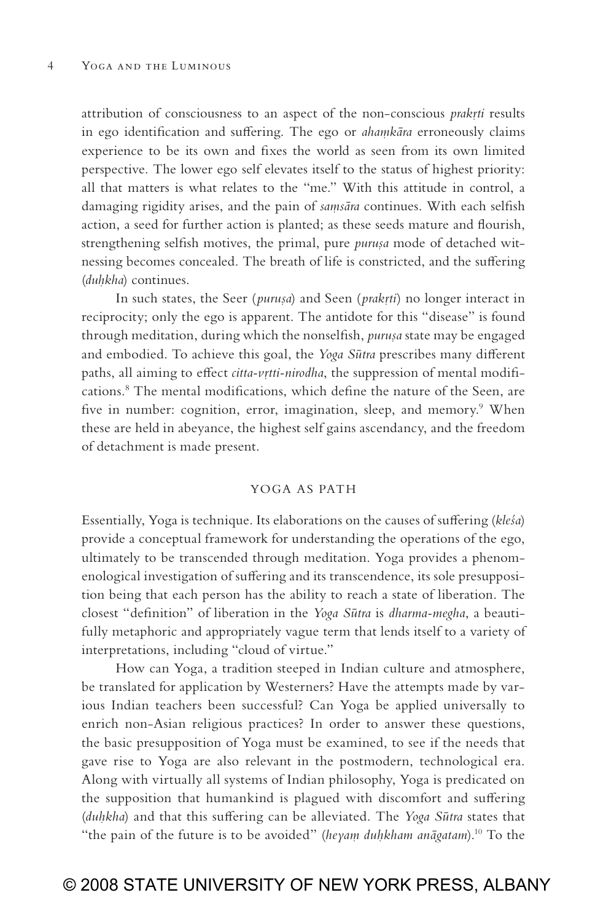attribution of consciousness to an aspect of the non-conscious *prakṛti* results in ego identification and suffering. The ego or *ahaṃkāra* erroneously claims experience to be its own and fixes the world as seen from its own limited perspective. The lower ego self elevates itself to the status of highest priority: all that matters is what relates to the "me." With this attitude in control, a damaging rigidity arises, and the pain of *saṃsāra* continues. With each selfish action, a seed for further action is planted; as these seeds mature and flourish, strengthening selfish motives, the primal, pure *puruṣa* mode of detached witnessing becomes concealed. The breath of life is constricted, and the suffering (*duḥkha*) continues.

In such states, the Seer (*puruṣa*) and Seen (*prakṛti*) no longer interact in reciprocity; only the ego is apparent. The antidote for this "disease" is found through meditation, during which the nonselfish, *puruṣa* state may be engaged and embodied. To achieve this goal, the *Yoga Sūtra* prescribes many different paths, all aiming to effect *citta-vṛtti-nirodha*, the suppression of mental modifications.[8] The mental modifications, which define the nature of the Seen, are five in number: cognition, error, imagination, sleep, and memory.[9] When these are held in abeyance, the highest self gains ascendancy, and the freedom of detachment is made present.

## YOGA AS PATH

Essentially, Yoga is technique. Its elaborations on the causes of suffering (*kleśa*) provide a conceptual framework for understanding the operations of the ego, ultimately to be transcended through meditation. Yoga provides a phenomenological investigation of suffering and its transcendence, its sole presupposition being that each person has the ability to reach a state of liberation. The closest "definition" of liberation in the *Yoga Sūtra* is *dharma-megha*, a beautifully metaphoric and appropriately vague term that lends itself to a variety of interpretations, including "cloud of virtue."

How can Yoga, a tradition steeped in Indian culture and atmosphere, be translated for application by Westerners? Have the attempts made by various Indian teachers been successful? Can Yoga be applied universally to enrich non-Asian religious practices? In order to answer these questions, the basic presupposition of Yoga must be examined, to see if the needs that gave rise to Yoga are also relevant in the postmodern, technological era. Along with virtually all systems of Indian philosophy, Yoga is predicated on the supposition that humankind is plagued with discomfort and suffering (*duḥkha*) and that this suffering can be alleviated. The *Yoga Sūtra* states that "the pain of the future is to be avoided" (*heyaṃ duḥkham anāgatam*).[10] To the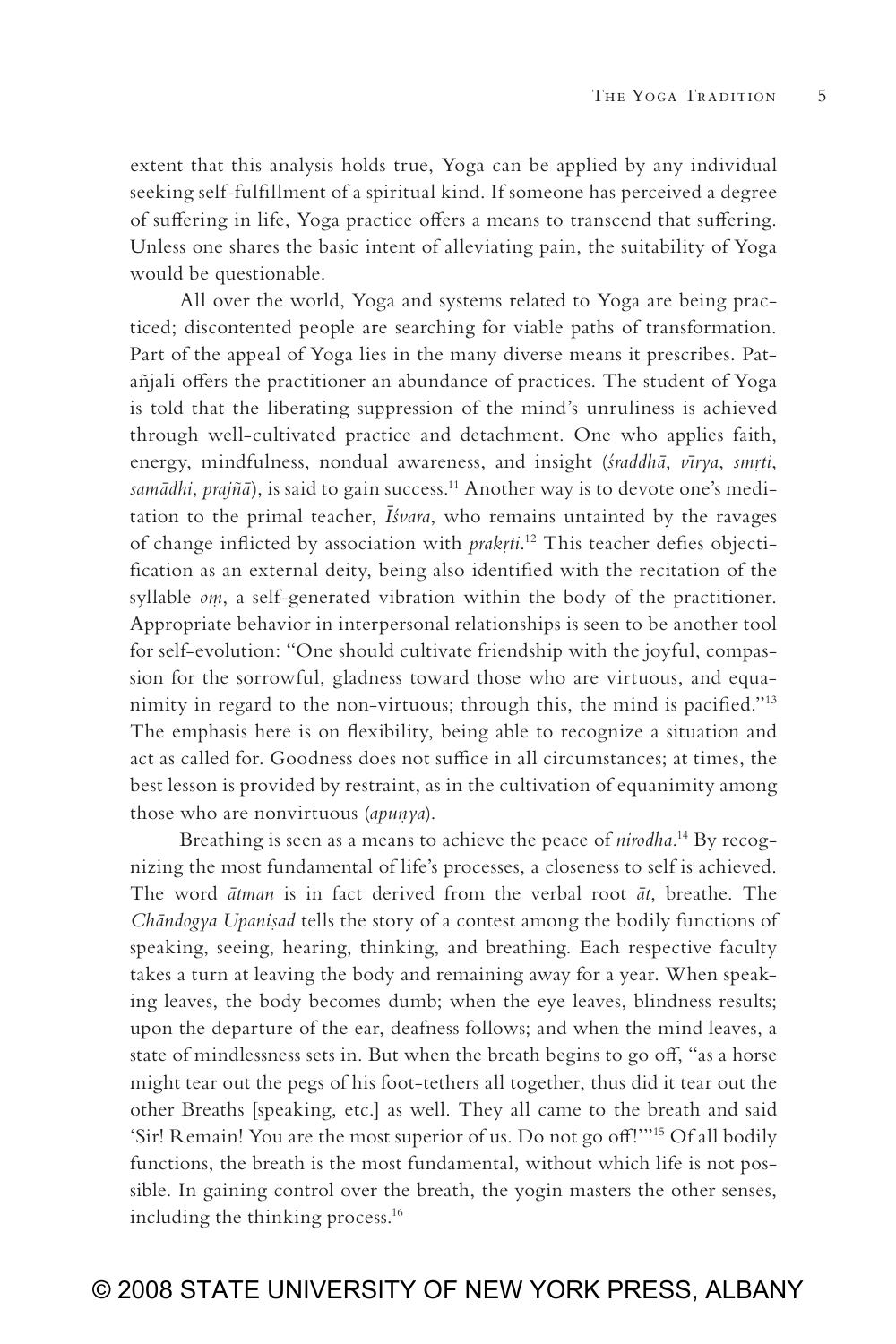extent that this analysis holds true, Yoga can be applied by any individual seeking self-fulfillment of a spiritual kind. If someone has perceived a degree of suffering in life, Yoga practice offers a means to transcend that suffering. Unless one shares the basic intent of alleviating pain, the suitability of Yoga would be questionable.

All over the world, Yoga and systems related to Yoga are being practiced; discontented people are searching for viable paths of transformation. Part of the appeal of Yoga lies in the many diverse means it prescribes. Patañjali offers the practitioner an abundance of practices. The student of Yoga is told that the liberating suppression of the mind's unruliness is achieved through well-cultivated practice and detachment. One who applies faith, energy, mindfulness, nondual awareness, and insight (*śraddhā*, *vīrya*, *smṛti*, *samādhi*, *prajñā*), is said to gain success.[11] Another way is to devote one's meditation to the primal teacher, *Īśvara*, who remains untainted by the ravages of change inflicted by association with *prakṛti*.[12] This teacher defies objectification as an external deity, being also identified with the recitation of the syllable *oṃ*, a self-generated vibration within the body of the practitioner. Appropriate behavior in interpersonal relationships is seen to be another tool for self-evolution: "One should cultivate friendship with the joyful, compassion for the sorrowful, gladness toward those who are virtuous, and equanimity in regard to the non-virtuous; through this, the mind is pacified."[13] The emphasis here is on flexibility, being able to recognize a situation and act as called for. Goodness does not suffice in all circumstances; at times, the best lesson is provided by restraint, as in the cultivation of equanimity among those who are nonvirtuous (*apuṇya*).

Breathing is seen as a means to achieve the peace of *nirodha*.[14] By recognizing the most fundamental of life's processes, a closeness to self is achieved. The word *ātman* is in fact derived from the verbal root *āt*, breathe. The *Chāndogya Upaniṣad* tells the story of a contest among the bodily functions of speaking, seeing, hearing, thinking, and breathing. Each respective faculty takes a turn at leaving the body and remaining away for a year. When speaking leaves, the body becomes dumb; when the eye leaves, blindness results; upon the departure of the ear, deafness follows; and when the mind leaves, a state of mindlessness sets in. But when the breath begins to go off, "as a horse might tear out the pegs of his foot-tethers all together, thus did it tear out the other Breaths [speaking, etc.] as well. They all came to the breath and said 'Sir! Remain! You are the most superior of us. Do not go off!'"[15] Of all bodily functions, the breath is the most fundamental, without which life is not possible. In gaining control over the breath, the yogin masters the other senses, including the thinking process.[16]

© 2008 STATE UNIVERSITY OF NEW YORK PRESS, ALBANY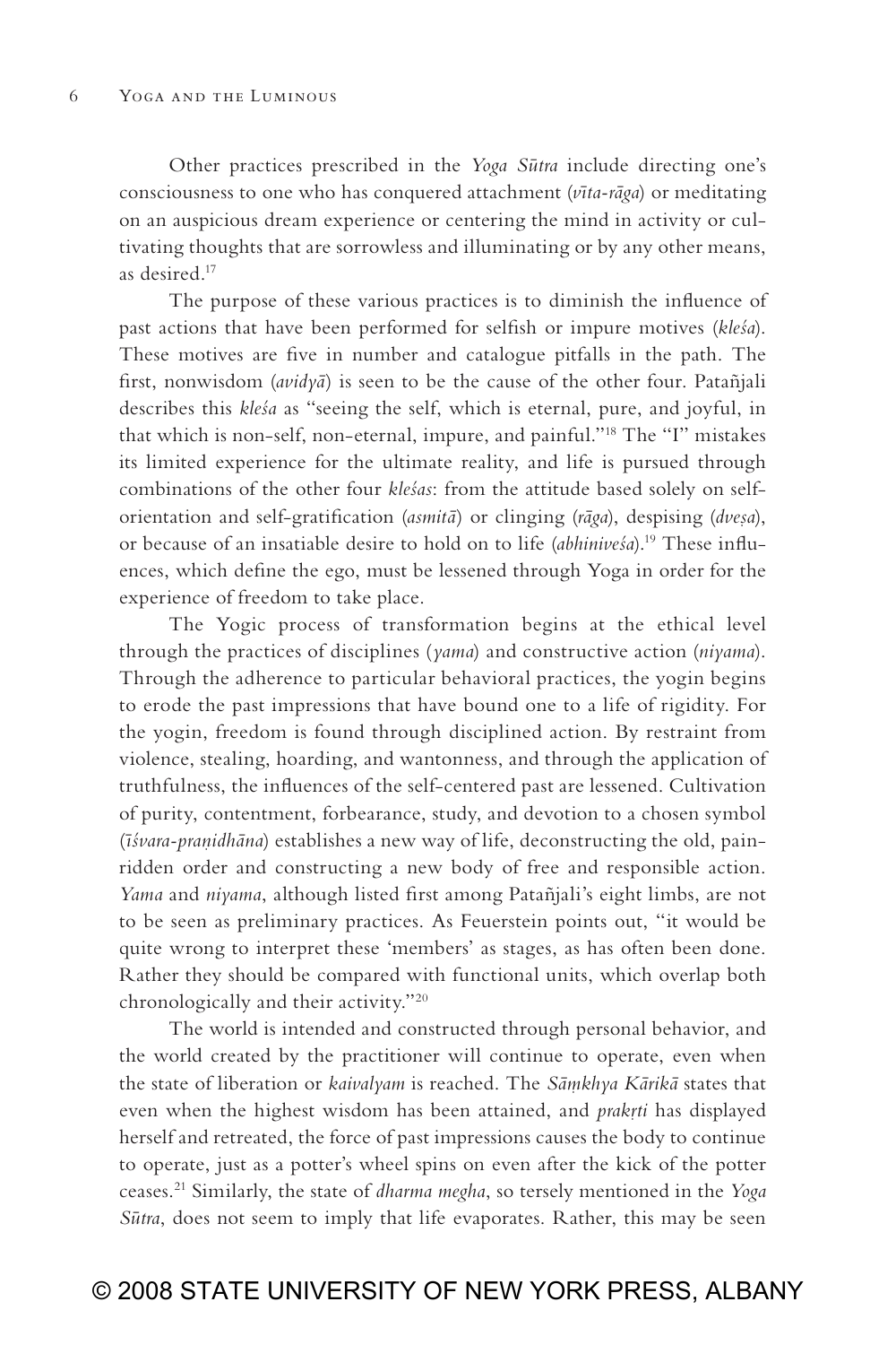Other practices prescribed in the *Yoga Sūtra* include directing one's consciousness to one who has conquered attachment (*vīta-rāga*) or meditating on an auspicious dream experience or centering the mind in activity or cultivating thoughts that are sorrowless and illuminating or by any other means, as desired.[17]

The purpose of these various practices is to diminish the influence of past actions that have been performed for selfish or impure motives (*kleśa*). These motives are five in number and catalogue pitfalls in the path. The first, nonwisdom (*avidyā*) is seen to be the cause of the other four. Patañjali describes this *kleśa* as "seeing the self, which is eternal, pure, and joyful, in that which is non-self, non-eternal, impure, and painful."[18] The "I" mistakes its limited experience for the ultimate reality, and life is pursued through combinations of the other four *kleśas*: from the attitude based solely on self-orientation and self-gratification (*asmitā*) or clinging (*rāga*), despising (*dveṣa*), or because of an insatiable desire to hold on to life (*abhiniveśa*).[19] These influences, which define the ego, must be lessened through Yoga in order for the experience of freedom to take place.

The Yogic process of transformation begins at the ethical level through the practices of disciplines (*yama*) and constructive action (*niyama*). Through the adherence to particular behavioral practices, the yogin begins to erode the past impressions that have bound one to a life of rigidity. For the yogin, freedom is found through disciplined action. By restraint from violence, stealing, hoarding, and wantonness, and through the application of truthfulness, the influences of the self-centered past are lessened. Cultivation of purity, contentment, forbearance, study, and devotion to a chosen symbol (*īśvara-praṇidhāna*) establishes a new way of life, deconstructing the old, pain-ridden order and constructing a new body of free and responsible action. *Yama* and *niyama*, although listed first among Patañjali's eight limbs, are not to be seen as preliminary practices. As Feuerstein points out, "it would be quite wrong to interpret these 'members' as stages, as has often been done. Rather they should be compared with functional units, which overlap both chronologically and their activity."[20]

The world is intended and constructed through personal behavior, and the world created by the practitioner will continue to operate, even when the state of liberation or *kaivalyam* is reached. The *Sāṃkhya Kārikā* states that even when the highest wisdom has been attained, and *prakṛti* has displayed herself and retreated, the force of past impressions causes the body to continue to operate, just as a potter's wheel spins on even after the kick of the potter ceases.[21] Similarly, the state of *dharma megha*, so tersely mentioned in the *Yoga Sūtra*, does not seem to imply that life evaporates. Rather, this may be seen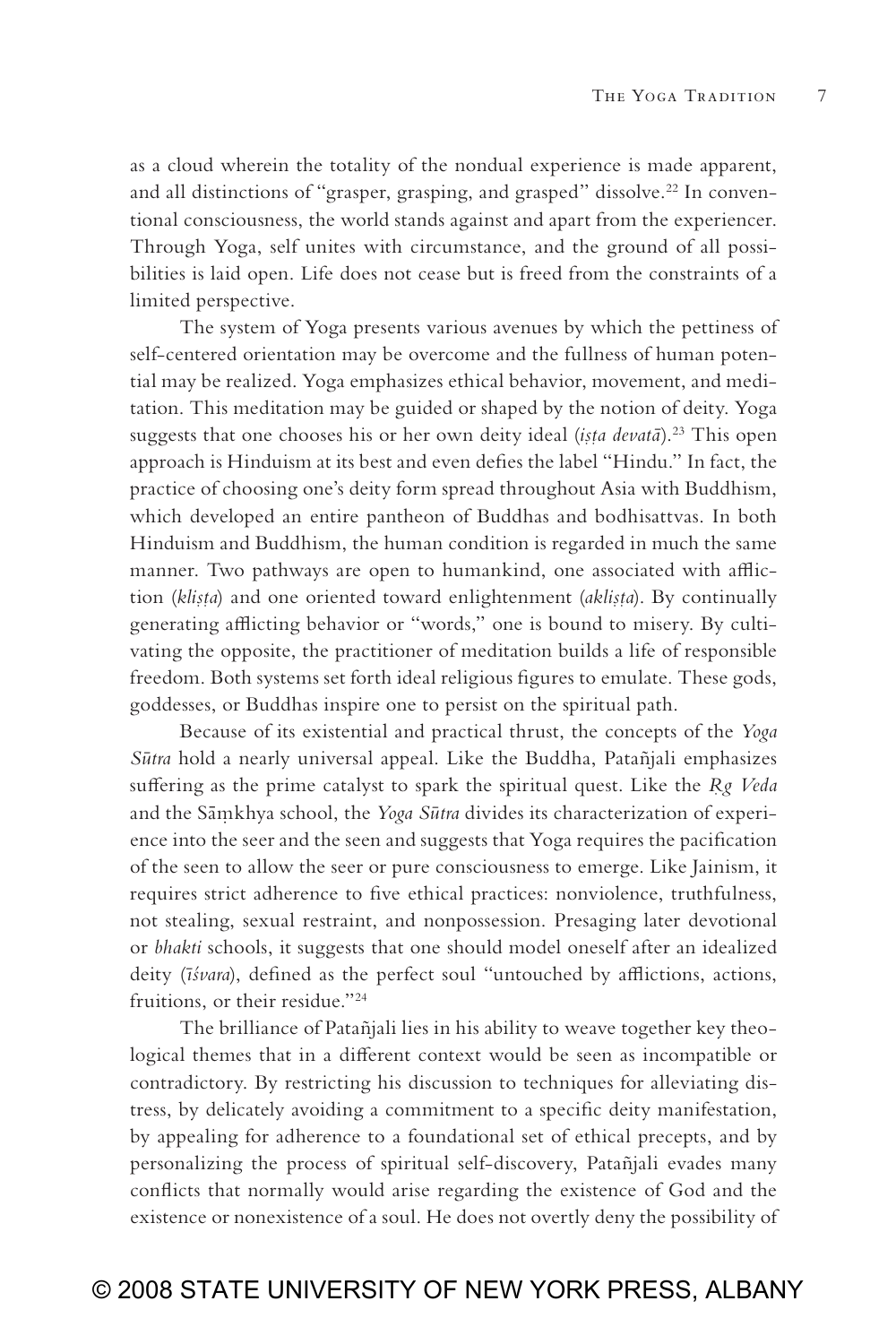as a cloud wherein the totality of the nondual experience is made apparent, and all distinctions of "grasper, grasping, and grasped" dissolve.[22] In conventional consciousness, the world stands against and apart from the experiencer. Through Yoga, self unites with circumstance, and the ground of all possibilities is laid open. Life does not cease but is freed from the constraints of a limited perspective.

The system of Yoga presents various avenues by which the pettiness of self-centered orientation may be overcome and the fullness of human potential may be realized. Yoga emphasizes ethical behavior, movement, and meditation. This meditation may be guided or shaped by the notion of deity. Yoga suggests that one chooses his or her own deity ideal (*iṣṭa devatā*).[23] This open approach is Hinduism at its best and even defies the label "Hindu." In fact, the practice of choosing one's deity form spread throughout Asia with Buddhism, which developed an entire pantheon of Buddhas and bodhisattvas. In both Hinduism and Buddhism, the human condition is regarded in much the same manner. Two pathways are open to humankind, one associated with affliction (*kliṣṭa*) and one oriented toward enlightenment (*akliṣṭa*). By continually generating afflicting behavior or "words," one is bound to misery. By cultivating the opposite, the practitioner of meditation builds a life of responsible freedom. Both systems set forth ideal religious figures to emulate. These gods, goddesses, or Buddhas inspire one to persist on the spiritual path.

Because of its existential and practical thrust, the concepts of the *Yoga Sūtra* hold a nearly universal appeal. Like the Buddha, Patañjali emphasizes suffering as the prime catalyst to spark the spiritual quest. Like the *Ṛg Veda* and the Sāṃkhya school, the *Yoga Sūtra* divides its characterization of experience into the seer and the seen and suggests that Yoga requires the pacification of the seen to allow the seer or pure consciousness to emerge. Like Jainism, it requires strict adherence to five ethical practices: nonviolence, truthfulness, not stealing, sexual restraint, and nonpossession. Presaging later devotional or *bhakti* schools, it suggests that one should model oneself after an idealized deity (*īśvara*), defined as the perfect soul "untouched by afflictions, actions, fruitions, or their residue."[24]

The brilliance of Patañjali lies in his ability to weave together key theological themes that in a different context would be seen as incompatible or contradictory. By restricting his discussion to techniques for alleviating distress, by delicately avoiding a commitment to a specific deity manifestation, by appealing for adherence to a foundational set of ethical precepts, and by personalizing the process of spiritual self-discovery, Patañjali evades many conflicts that normally would arise regarding the existence of God and the existence or nonexistence of a soul. He does not overtly deny the possibility of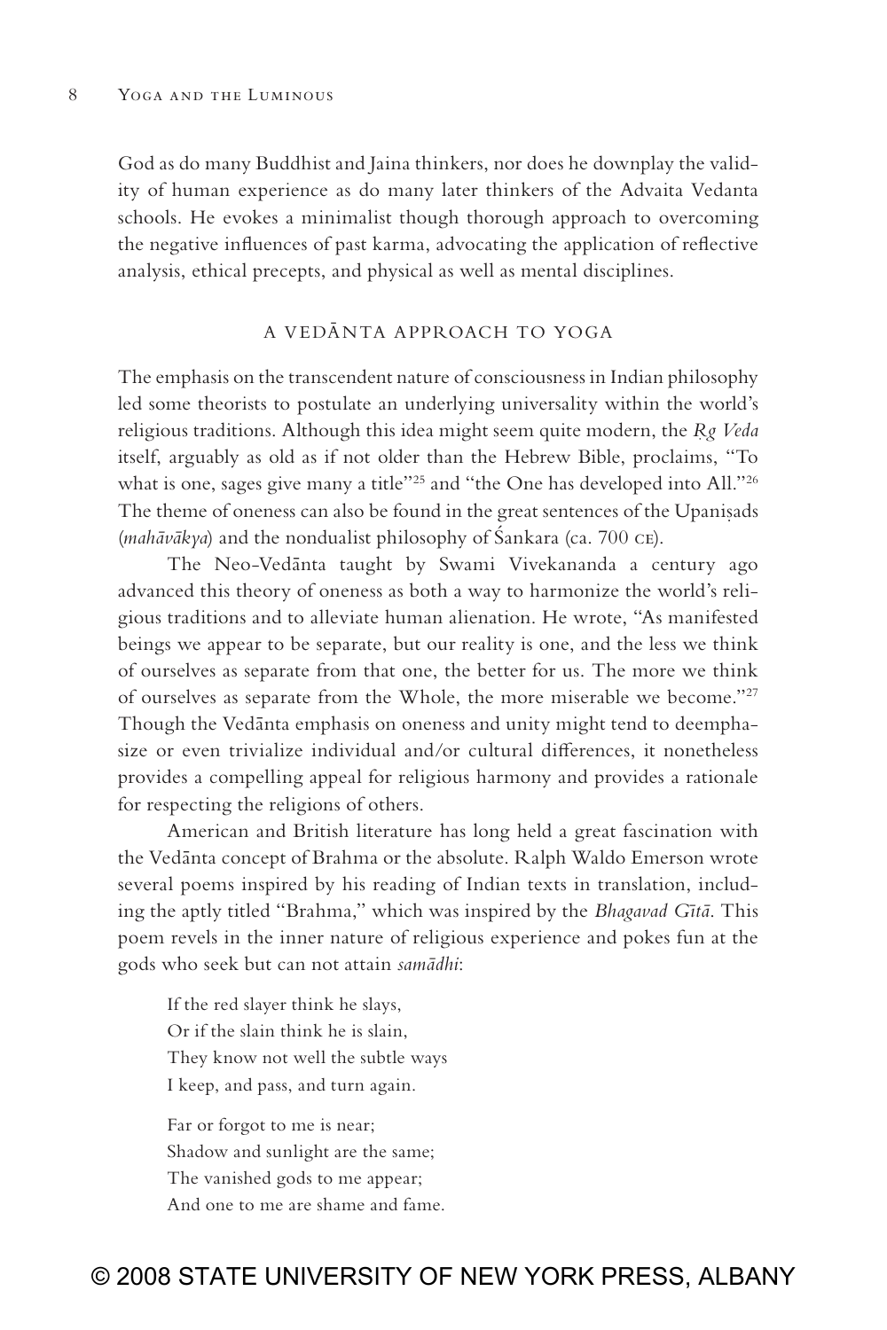God as do many Buddhist and Jaina thinkers, nor does he downplay the validity of human experience as do many later thinkers of the Advaita Vedanta schools. He evokes a minimalist though thorough approach to overcoming the negative influences of past karma, advocating the application of reflective analysis, ethical precepts, and physical as well as mental disciplines.

## A VEDĀNTA APPROACH TO YOGA

The emphasis on the transcendent nature of consciousness in Indian philosophy led some theorists to postulate an underlying universality within the world's religious traditions. Although this idea might seem quite modern, the *Ṛg Veda* itself, arguably as old as if not older than the Hebrew Bible, proclaims, "To what is one, sages give many a title"[25] and "the One has developed into All."[26] The theme of oneness can also be found in the great sentences of the Upaniṣads (*mahāvākya*) and the nondualist philosophy of Śankara (ca. 700 CE).

The Neo-Vedānta taught by Swami Vivekananda a century ago advanced this theory of oneness as both a way to harmonize the world's religious traditions and to alleviate human alienation. He wrote, "As manifested beings we appear to be separate, but our reality is one, and the less we think of ourselves as separate from that one, the better for us. The more we think of ourselves as separate from the Whole, the more miserable we become."[27] Though the Vedānta emphasis on oneness and unity might tend to deemphasize or even trivialize individual and/or cultural differences, it nonetheless provides a compelling appeal for religious harmony and provides a rationale for respecting the religions of others.

American and British literature has long held a great fascination with the Vedānta concept of Brahma or the absolute. Ralph Waldo Emerson wrote several poems inspired by his reading of Indian texts in translation, including the aptly titled "Brahma," which was inspired by the *Bhagavad Gītā*. This poem revels in the inner nature of religious experience and pokes fun at the gods who seek but can not attain *samādhi*:

> If the red slayer think he slays,
> Or if the slain think he is slain,
> They know not well the subtle ways
> I keep, and pass, and turn again.
>
> Far or forgot to me is near;
> Shadow and sunlight are the same;
> The vanished gods to me appear;
> And one to me are shame and fame.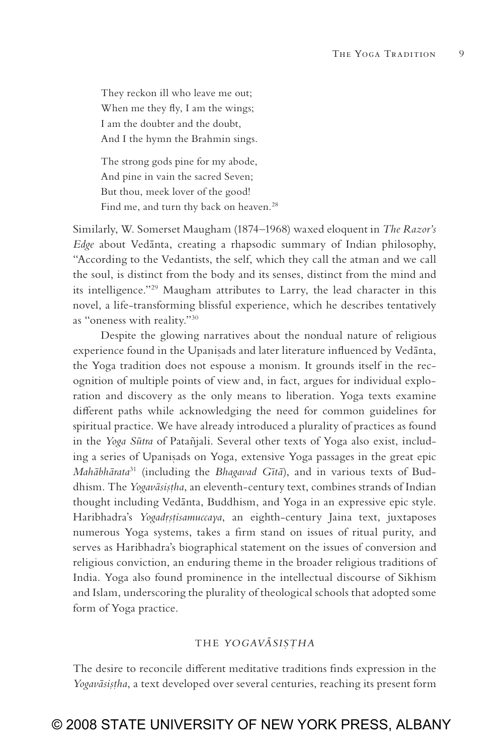They reckon ill who leave me out;  
When me they fly, I am the wings;  
I am the doubter and the doubt,  
And I the hymn the Brahmin sings.

The strong gods pine for my abode,  
And pine in vain the sacred Seven;  
But thou, meek lover of the good!  
Find me, and turn thy back on heaven.[28]

Similarly, W. Somerset Maugham (1874–1968) waxed eloquent in *The Razor's Edge* about Vedānta, creating a rhapsodic summary of Indian philosophy, "According to the Vedantists, the self, which they call the atman and we call the soul, is distinct from the body and its senses, distinct from the mind and its intelligence."[29] Maugham attributes to Larry, the lead character in this novel, a life-transforming blissful experience, which he describes tentatively as "oneness with reality."[30]

Despite the glowing narratives about the nondual nature of religious experience found in the Upaniṣads and later literature influenced by Vedānta, the Yoga tradition does not espouse a monism. It grounds itself in the recognition of multiple points of view and, in fact, argues for individual exploration and discovery as the only means to liberation. Yoga texts examine different paths while acknowledging the need for common guidelines for spiritual practice. We have already introduced a plurality of practices as found in the *Yoga Sūtra* of Patañjali. Several other texts of Yoga also exist, including a series of Upaniṣads on Yoga, extensive Yoga passages in the great epic *Mahābhārata*[31] (including the *Bhagavad Gītā*), and in various texts of Buddhism. The *Yogavāsiṣṭha*, an eleventh-century text, combines strands of Indian thought including Vedānta, Buddhism, and Yoga in an expressive epic style. Haribhadra's *Yogadṛṣṭisamuccaya*, an eighth-century Jaina text, juxtaposes numerous Yoga systems, takes a firm stand on issues of ritual purity, and serves as Haribhadra's biographical statement on the issues of conversion and religious conviction, an enduring theme in the broader religious traditions of India. Yoga also found prominence in the intellectual discourse of Sikhism and Islam, underscoring the plurality of theological schools that adopted some form of Yoga practice.

## THE *YOGAVĀSIṢṬHA*

The desire to reconcile different meditative traditions finds expression in the *Yogavāsiṣṭha*, a text developed over several centuries, reaching its present form

© 2008 STATE UNIVERSITY OF NEW YORK PRESS, ALBANY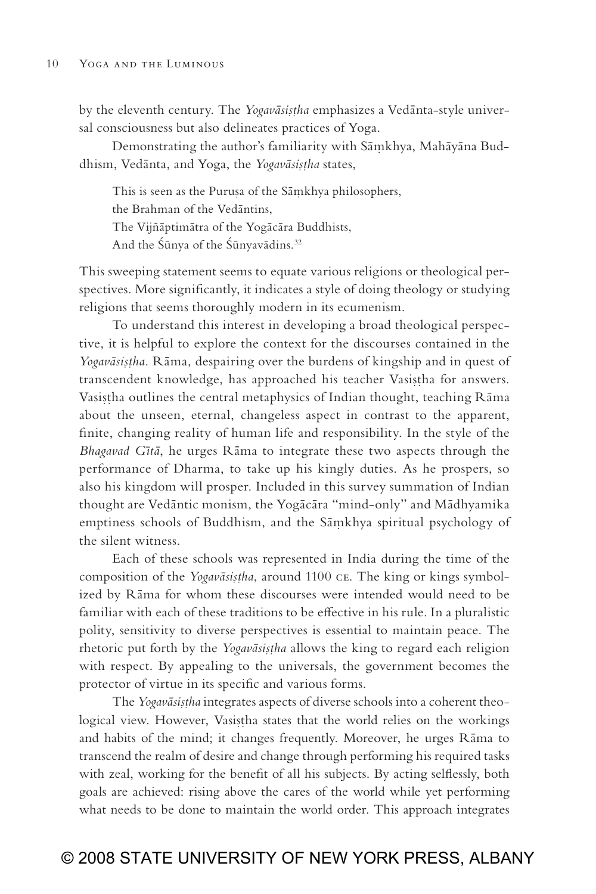by the eleventh century. The *Yogavāsiṣṭha* emphasizes a Vedānta-style universal consciousness but also delineates practices of Yoga.

Demonstrating the author's familiarity with Sāṃkhya, Mahāyāna Buddhism, Vedānta, and Yoga, the *Yogavāsiṣṭha* states,

> This is seen as the Puruṣa of the Sāṃkhya philosophers,
> the Brahman of the Vedāntins,
> The Vijñāptimātra of the Yogācāra Buddhists,
> And the Śūnya of the Śūnyavādins.[32]

This sweeping statement seems to equate various religions or theological perspectives. More significantly, it indicates a style of doing theology or studying religions that seems thoroughly modern in its ecumenism.

To understand this interest in developing a broad theological perspective, it is helpful to explore the context for the discourses contained in the *Yogavāsiṣṭha*. Rāma, despairing over the burdens of kingship and in quest of transcendent knowledge, has approached his teacher Vasiṣṭha for answers. Vasiṣṭha outlines the central metaphysics of Indian thought, teaching Rāma about the unseen, eternal, changeless aspect in contrast to the apparent, finite, changing reality of human life and responsibility. In the style of the *Bhagavad Gītā*, he urges Rāma to integrate these two aspects through the performance of Dharma, to take up his kingly duties. As he prospers, so also his kingdom will prosper. Included in this survey summation of Indian thought are Vedāntic monism, the Yogācāra "mind-only" and Mādhyamika emptiness schools of Buddhism, and the Sāṃkhya spiritual psychology of the silent witness.

Each of these schools was represented in India during the time of the composition of the *Yogavāsiṣṭha*, around 1100 CE. The king or kings symbolized by Rāma for whom these discourses were intended would need to be familiar with each of these traditions to be effective in his rule. In a pluralistic polity, sensitivity to diverse perspectives is essential to maintain peace. The rhetoric put forth by the *Yogavāsiṣṭha* allows the king to regard each religion with respect. By appealing to the universals, the government becomes the protector of virtue in its specific and various forms.

The *Yogavāsiṣṭha* integrates aspects of diverse schools into a coherent theological view. However, Vasiṣṭha states that the world relies on the workings and habits of the mind; it changes frequently. Moreover, he urges Rāma to transcend the realm of desire and change through performing his required tasks with zeal, working for the benefit of all his subjects. By acting selflessly, both goals are achieved: rising above the cares of the world while yet performing what needs to be done to maintain the world order. This approach integrates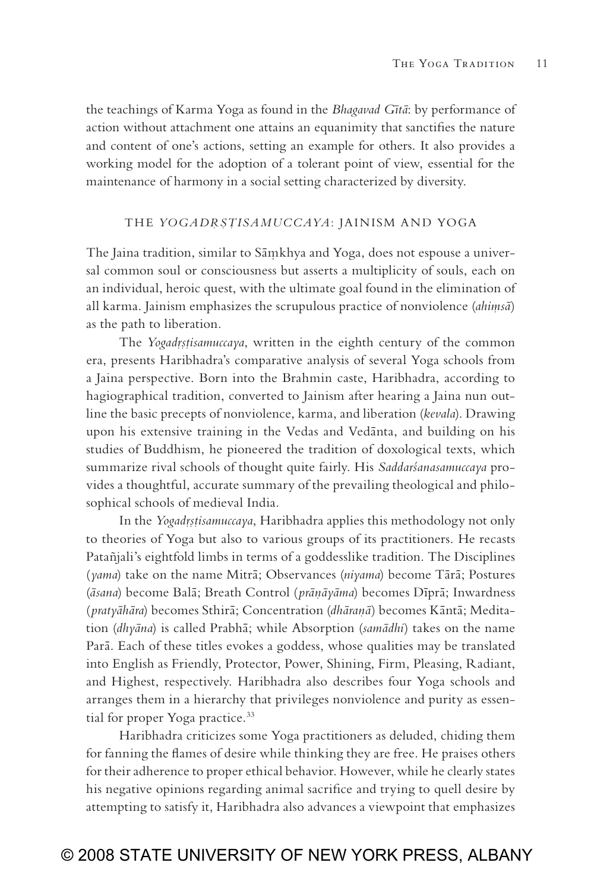the teachings of Karma Yoga as found in the *Bhagavad Gītā*: by performance of action without attachment one attains an equanimity that sanctifies the nature and content of one's actions, setting an example for others. It also provides a working model for the adoption of a tolerant point of view, essential for the maintenance of harmony in a social setting characterized by diversity.

## THE *YOGADṚṢṬISAMUCCAYA*: JAINISM AND YOGA

The Jaina tradition, similar to Sāṃkhya and Yoga, does not espouse a universal common soul or consciousness but asserts a multiplicity of souls, each on an individual, heroic quest, with the ultimate goal found in the elimination of all karma. Jainism emphasizes the scrupulous practice of nonviolence (*ahiṃsā*) as the path to liberation.

The *Yogadṛṣṭisamuccaya*, written in the eighth century of the common era, presents Haribhadra's comparative analysis of several Yoga schools from a Jaina perspective. Born into the Brahmin caste, Haribhadra, according to hagiographical tradition, converted to Jainism after hearing a Jaina nun outline the basic precepts of nonviolence, karma, and liberation (*kevala*). Drawing upon his extensive training in the Vedas and Vedānta, and building on his studies of Buddhism, he pioneered the tradition of doxological texts, which summarize rival schools of thought quite fairly. His *Saddarśanasamuccaya* provides a thoughtful, accurate summary of the prevailing theological and philosophical schools of medieval India.

In the *Yogadṛṣṭisamuccaya*, Haribhadra applies this methodology not only to theories of Yoga but also to various groups of its practitioners. He recasts Patañjali's eightfold limbs in terms of a goddesslike tradition. The Disciplines (*yama*) take on the name Mitrā; Observances (*niyama*) become Tārā; Postures (*āsana*) become Balā; Breath Control (*prāṇāyāma*) becomes Dīprā; Inwardness (*pratyāhāra*) becomes Sthirā; Concentration (*dhāraṇā*) becomes Kāntā; Meditation (*dhyāna*) is called Prabhā; while Absorption (*samādhi*) takes on the name Parā. Each of these titles evokes a goddess, whose qualities may be translated into English as Friendly, Protector, Power, Shining, Firm, Pleasing, Radiant, and Highest, respectively. Haribhadra also describes four Yoga schools and arranges them in a hierarchy that privileges nonviolence and purity as essential for proper Yoga practice.[33]

Haribhadra criticizes some Yoga practitioners as deluded, chiding them for fanning the flames of desire while thinking they are free. He praises others for their adherence to proper ethical behavior. However, while he clearly states his negative opinions regarding animal sacrifice and trying to quell desire by attempting to satisfy it, Haribhadra also advances a viewpoint that emphasizes

© 2008 STATE UNIVERSITY OF NEW YORK PRESS, ALBANY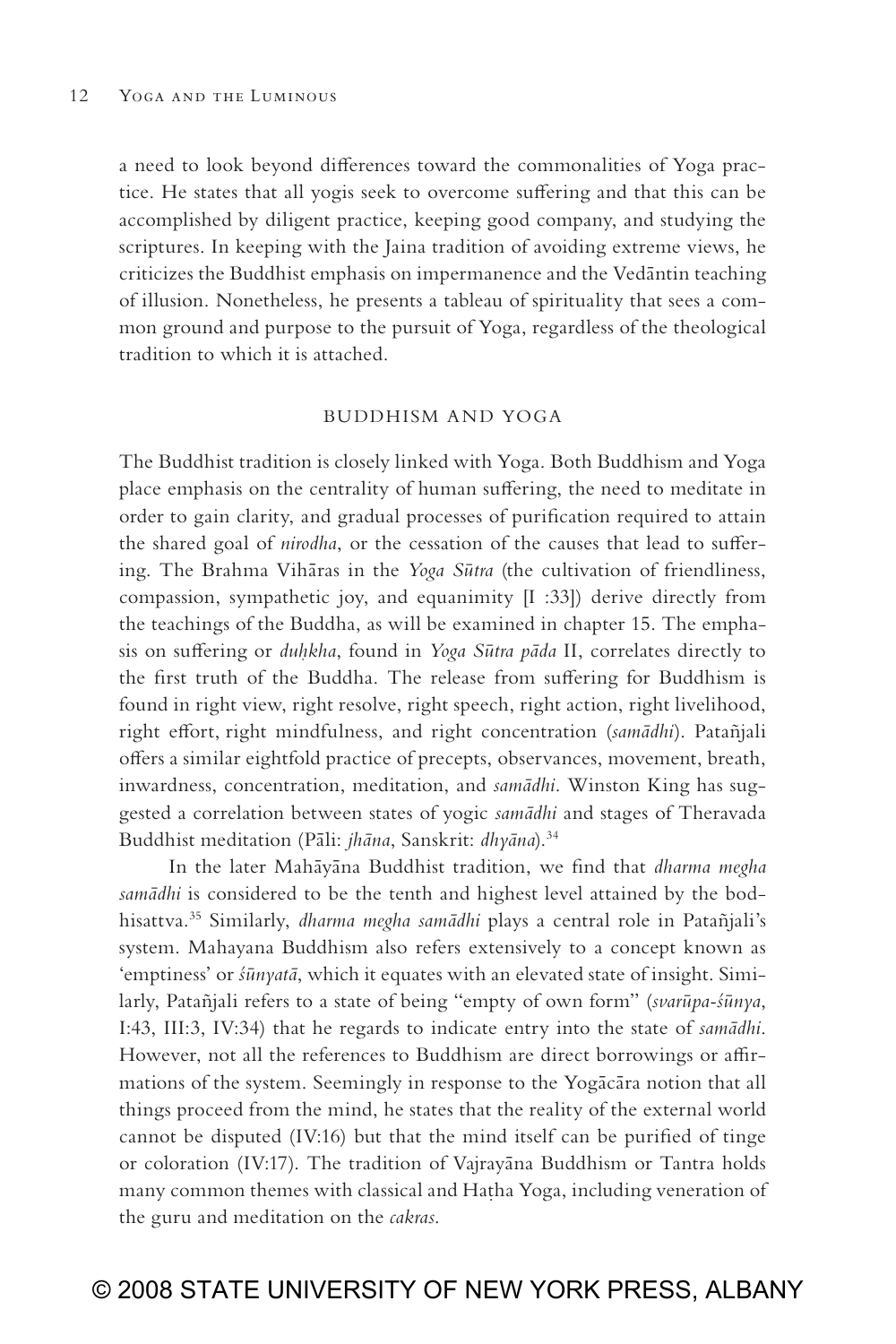a need to look beyond differences toward the commonalities of Yoga practice. He states that all yogis seek to overcome suffering and that this can be accomplished by diligent practice, keeping good company, and studying the scriptures. In keeping with the Jaina tradition of avoiding extreme views, he criticizes the Buddhist emphasis on impermanence and the Vedāntin teaching of illusion. Nonetheless, he presents a tableau of spirituality that sees a common ground and purpose to the pursuit of Yoga, regardless of the theological tradition to which it is attached.

## BUDDHISM AND YOGA

The Buddhist tradition is closely linked with Yoga. Both Buddhism and Yoga place emphasis on the centrality of human suffering, the need to meditate in order to gain clarity, and gradual processes of purification required to attain the shared goal of *nirodha*, or the cessation of the causes that lead to suffering. The Brahma Vihāras in the *Yoga Sūtra* (the cultivation of friendliness, compassion, sympathetic joy, and equanimity [I :33]) derive directly from the teachings of the Buddha, as will be examined in chapter 15. The emphasis on suffering or *duḥkha*, found in *Yoga Sūtra pāda* II, correlates directly to the first truth of the Buddha. The release from suffering for Buddhism is found in right view, right resolve, right speech, right action, right livelihood, right effort, right mindfulness, and right concentration (*samādhi*). Patañjali offers a similar eightfold practice of precepts, observances, movement, breath, inwardness, concentration, meditation, and *samādhi*. Winston King has suggested a correlation between states of yogic *samādhi* and stages of Theravada Buddhist meditation (Pāli: *jhāna*, Sanskrit: *dhyāna*).[34]

In the later Mahāyāna Buddhist tradition, we find that *dharma megha samādhi* is considered to be the tenth and highest level attained by the bodhisattva.[35] Similarly, *dharma megha samādhi* plays a central role in Patañjali's system. Mahayana Buddhism also refers extensively to a concept known as 'emptiness' or *śūnyatā*, which it equates with an elevated state of insight. Similarly, Patañjali refers to a state of being "empty of own form" (*svarūpa-śūnya*, I:43, III:3, IV:34) that he regards to indicate entry into the state of *samādhi*. However, not all the references to Buddhism are direct borrowings or affirmations of the system. Seemingly in response to the Yogācāra notion that all things proceed from the mind, he states that the reality of the external world cannot be disputed (IV:16) but that the mind itself can be purified of tinge or coloration (IV:17). The tradition of Vajrayāna Buddhism or Tantra holds many common themes with classical and Haṭha Yoga, including veneration of the guru and meditation on the *cakras*.

© 2008 STATE UNIVERSITY OF NEW YORK PRESS, ALBANY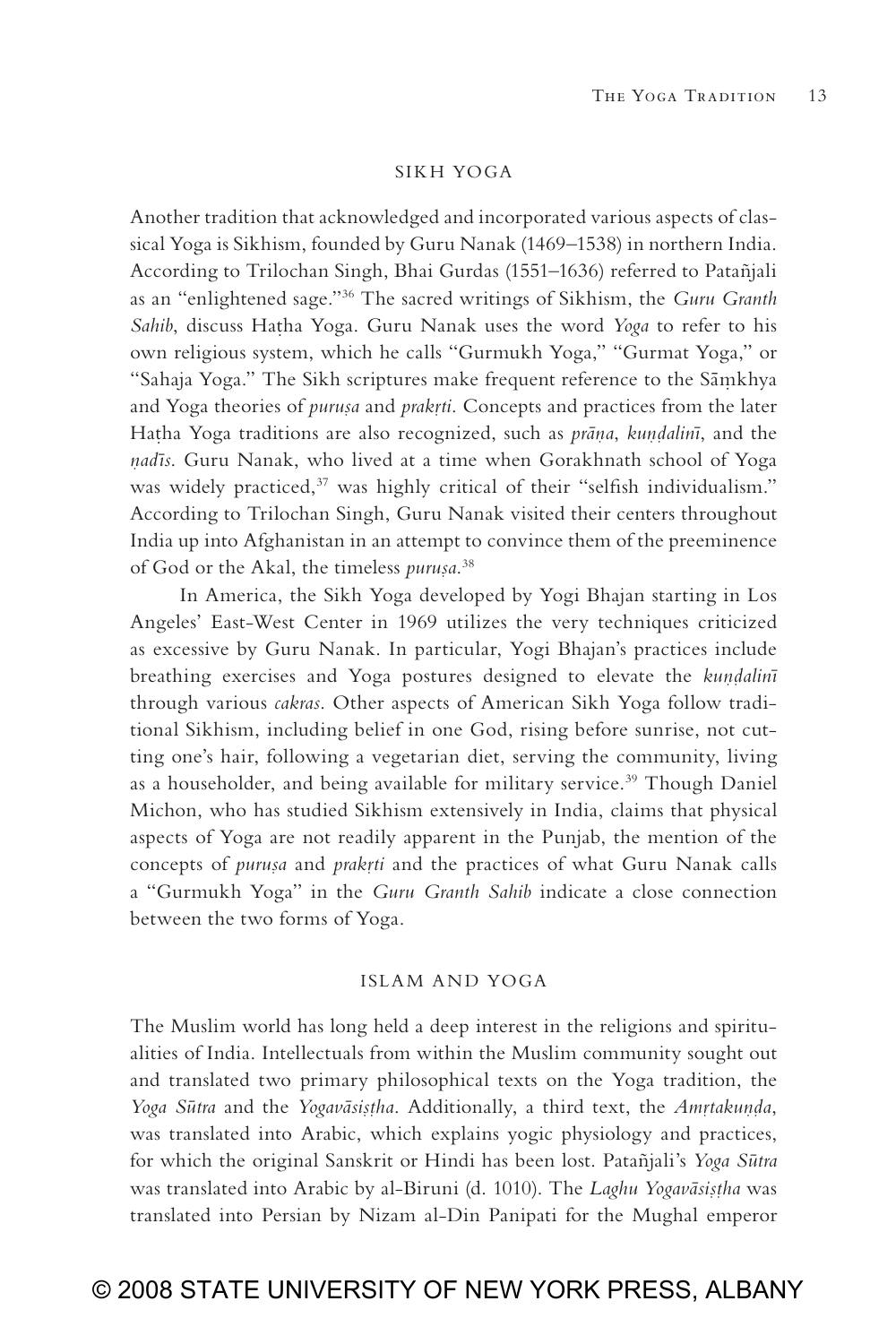## SIKH YOGA

Another tradition that acknowledged and incorporated various aspects of classical Yoga is Sikhism, founded by Guru Nanak (1469–1538) in northern India. According to Trilochan Singh, Bhai Gurdas (1551–1636) referred to Patañjali as an "enlightened sage."[36] The sacred writings of Sikhism, the *Guru Granth Sahib*, discuss Haṭha Yoga. Guru Nanak uses the word *Yoga* to refer to his own religious system, which he calls "Gurmukh Yoga," "Gurmat Yoga," or "Sahaja Yoga." The Sikh scriptures make frequent reference to the Sāṃkhya and Yoga theories of *puruṣa* and *prakṛti*. Concepts and practices from the later Haṭha Yoga traditions are also recognized, such as *prāṇa*, *kuṇḍalinī*, and the *ṇadīs*. Guru Nanak, who lived at a time when Gorakhnath school of Yoga was widely practiced,[37] was highly critical of their "selfish individualism." According to Trilochan Singh, Guru Nanak visited their centers throughout India up into Afghanistan in an attempt to convince them of the preeminence of God or the Akal, the timeless *puruṣa*.[38]

In America, the Sikh Yoga developed by Yogi Bhajan starting in Los Angeles' East-West Center in 1969 utilizes the very techniques criticized as excessive by Guru Nanak. In particular, Yogi Bhajan's practices include breathing exercises and Yoga postures designed to elevate the *kuṇḍalinī* through various *cakras*. Other aspects of American Sikh Yoga follow traditional Sikhism, including belief in one God, rising before sunrise, not cutting one's hair, following a vegetarian diet, serving the community, living as a householder, and being available for military service.[39] Though Daniel Michon, who has studied Sikhism extensively in India, claims that physical aspects of Yoga are not readily apparent in the Punjab, the mention of the concepts of *puruṣa* and *prakṛti* and the practices of what Guru Nanak calls a "Gurmukh Yoga" in the *Guru Granth Sahib* indicate a close connection between the two forms of Yoga.

## ISLAM AND YOGA

The Muslim world has long held a deep interest in the religions and spiritualities of India. Intellectuals from within the Muslim community sought out and translated two primary philosophical texts on the Yoga tradition, the *Yoga Sūtra* and the *Yogavāsiṣṭha*. Additionally, a third text, the *Amṛtakuṇḍa*, was translated into Arabic, which explains yogic physiology and practices, for which the original Sanskrit or Hindi has been lost. Patañjali's *Yoga Sūtra* was translated into Arabic by al-Biruni (d. 1010). The *Laghu Yogavāsiṣṭha* was translated into Persian by Nizam al-Din Panipati for the Mughal emperor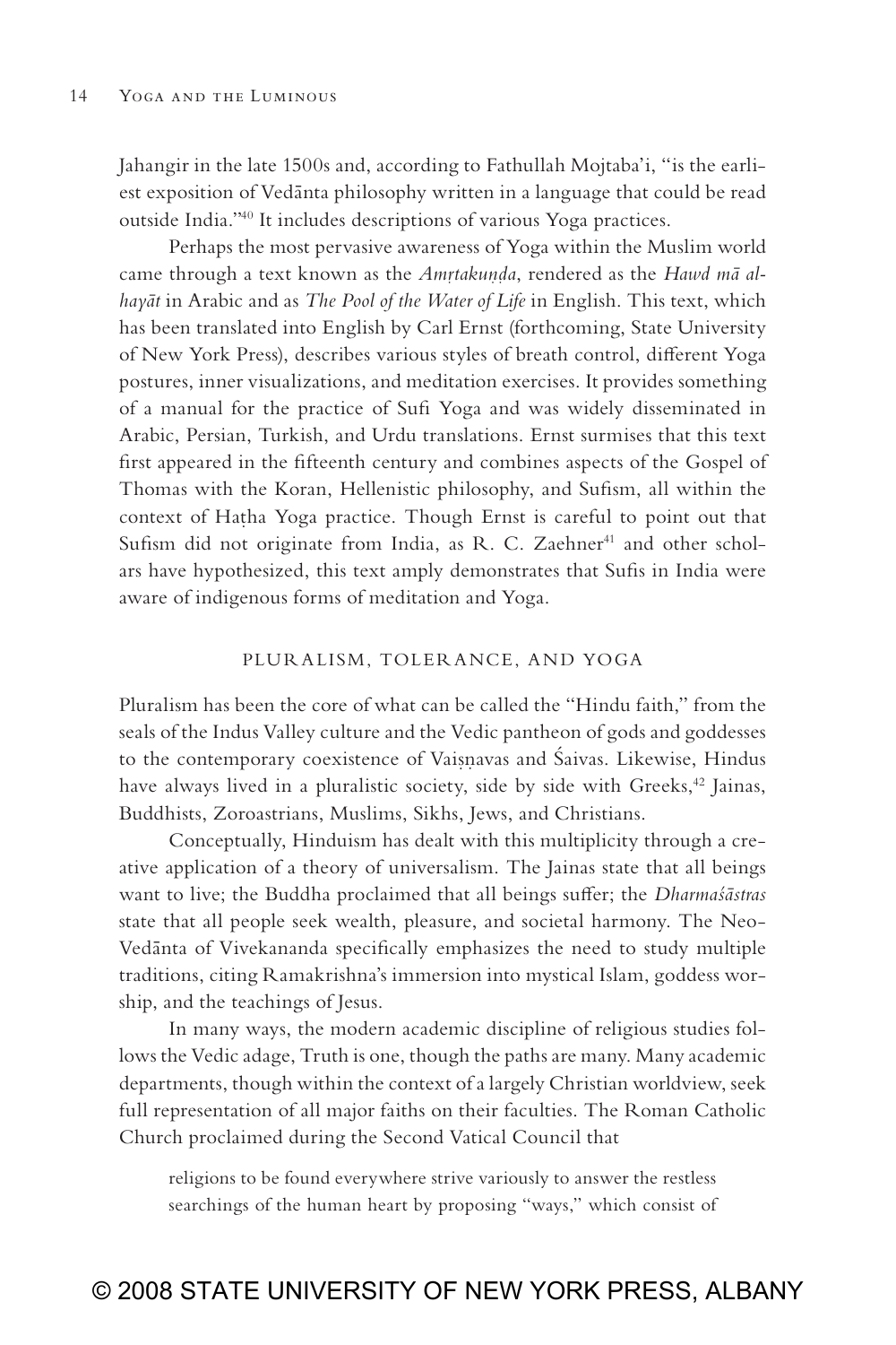Jahangir in the late 1500s and, according to Fathullah Mojtaba'i, "is the earliest exposition of Vedānta philosophy written in a language that could be read outside India."[40] It includes descriptions of various Yoga practices.

Perhaps the most pervasive awareness of Yoga within the Muslim world came through a text known as the *Amṛtakuṇḍa*, rendered as the *Hawd mā al-hayāt* in Arabic and as *The Pool of the Water of Life* in English. This text, which has been translated into English by Carl Ernst (forthcoming, State University of New York Press), describes various styles of breath control, different Yoga postures, inner visualizations, and meditation exercises. It provides something of a manual for the practice of Sufi Yoga and was widely disseminated in Arabic, Persian, Turkish, and Urdu translations. Ernst surmises that this text first appeared in the fifteenth century and combines aspects of the Gospel of Thomas with the Koran, Hellenistic philosophy, and Sufism, all within the context of Haṭha Yoga practice. Though Ernst is careful to point out that Sufism did not originate from India, as R. C. Zaehner[41] and other scholars have hypothesized, this text amply demonstrates that Sufis in India were aware of indigenous forms of meditation and Yoga.

## PLURALISM, TOLERANCE, AND YOGA

Pluralism has been the core of what can be called the "Hindu faith," from the seals of the Indus Valley culture and the Vedic pantheon of gods and goddesses to the contemporary coexistence of Vaiṣṇavas and Śaivas. Likewise, Hindus have always lived in a pluralistic society, side by side with Greeks,[42] Jainas, Buddhists, Zoroastrians, Muslims, Sikhs, Jews, and Christians.

Conceptually, Hinduism has dealt with this multiplicity through a creative application of a theory of universalism. The Jainas state that all beings want to live; the Buddha proclaimed that all beings suffer; the *Dharmaśāstras* state that all people seek wealth, pleasure, and societal harmony. The Neo-Vedānta of Vivekananda specifically emphasizes the need to study multiple traditions, citing Ramakrishna's immersion into mystical Islam, goddess worship, and the teachings of Jesus.

In many ways, the modern academic discipline of religious studies follows the Vedic adage, Truth is one, though the paths are many. Many academic departments, though within the context of a largely Christian worldview, seek full representation of all major faiths on their faculties. The Roman Catholic Church proclaimed during the Second Vatical Council that

> religions to be found everywhere strive variously to answer the restless searchings of the human heart by proposing "ways," which consist of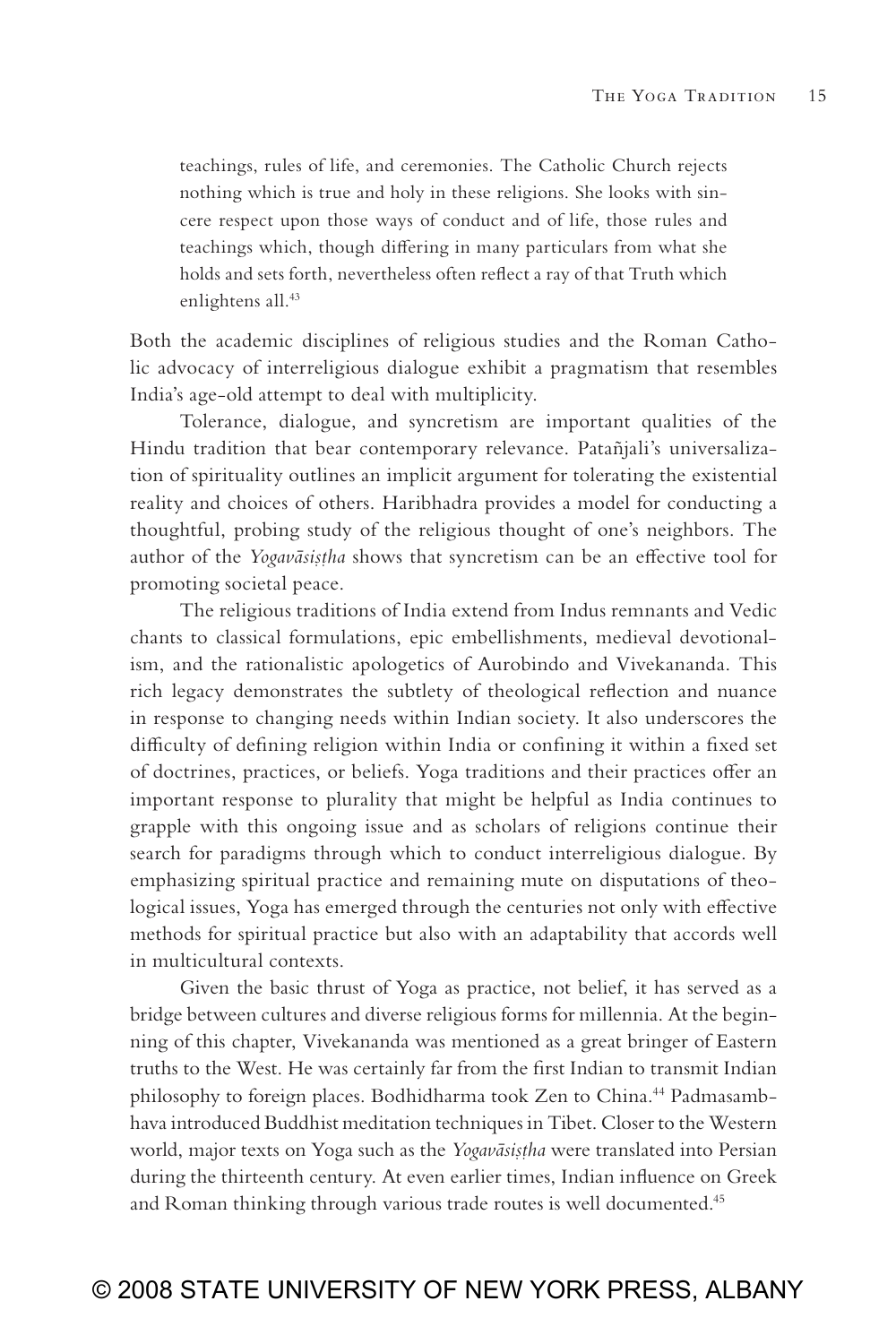> teachings, rules of life, and ceremonies. The Catholic Church rejects nothing which is true and holy in these religions. She looks with sincere respect upon those ways of conduct and of life, those rules and teachings which, though differing in many particulars from what she holds and sets forth, nevertheless often reflect a ray of that Truth which enlightens all.[43]

Both the academic disciplines of religious studies and the Roman Catholic advocacy of interreligious dialogue exhibit a pragmatism that resembles India's age-old attempt to deal with multiplicity.

Tolerance, dialogue, and syncretism are important qualities of the Hindu tradition that bear contemporary relevance. Patañjali's universalization of spirituality outlines an implicit argument for tolerating the existential reality and choices of others. Haribhadra provides a model for conducting a thoughtful, probing study of the religious thought of one's neighbors. The author of the *Yogavāsiṣṭha* shows that syncretism can be an effective tool for promoting societal peace.

The religious traditions of India extend from Indus remnants and Vedic chants to classical formulations, epic embellishments, medieval devotionalism, and the rationalistic apologetics of Aurobindo and Vivekananda. This rich legacy demonstrates the subtlety of theological reflection and nuance in response to changing needs within Indian society. It also underscores the difficulty of defining religion within India or confining it within a fixed set of doctrines, practices, or beliefs. Yoga traditions and their practices offer an important response to plurality that might be helpful as India continues to grapple with this ongoing issue and as scholars of religions continue their search for paradigms through which to conduct interreligious dialogue. By emphasizing spiritual practice and remaining mute on disputations of theological issues, Yoga has emerged through the centuries not only with effective methods for spiritual practice but also with an adaptability that accords well in multicultural contexts.

Given the basic thrust of Yoga as practice, not belief, it has served as a bridge between cultures and diverse religious forms for millennia. At the beginning of this chapter, Vivekananda was mentioned as a great bringer of Eastern truths to the West. He was certainly far from the first Indian to transmit Indian philosophy to foreign places. Bodhidharma took Zen to China.[44] Padmasambhava introduced Buddhist meditation techniques in Tibet. Closer to the Western world, major texts on Yoga such as the *Yogavāsiṣṭha* were translated into Persian during the thirteenth century. At even earlier times, Indian influence on Greek and Roman thinking through various trade routes is well documented.[45]

© 2008 STATE UNIVERSITY OF NEW YORK PRESS, ALBANY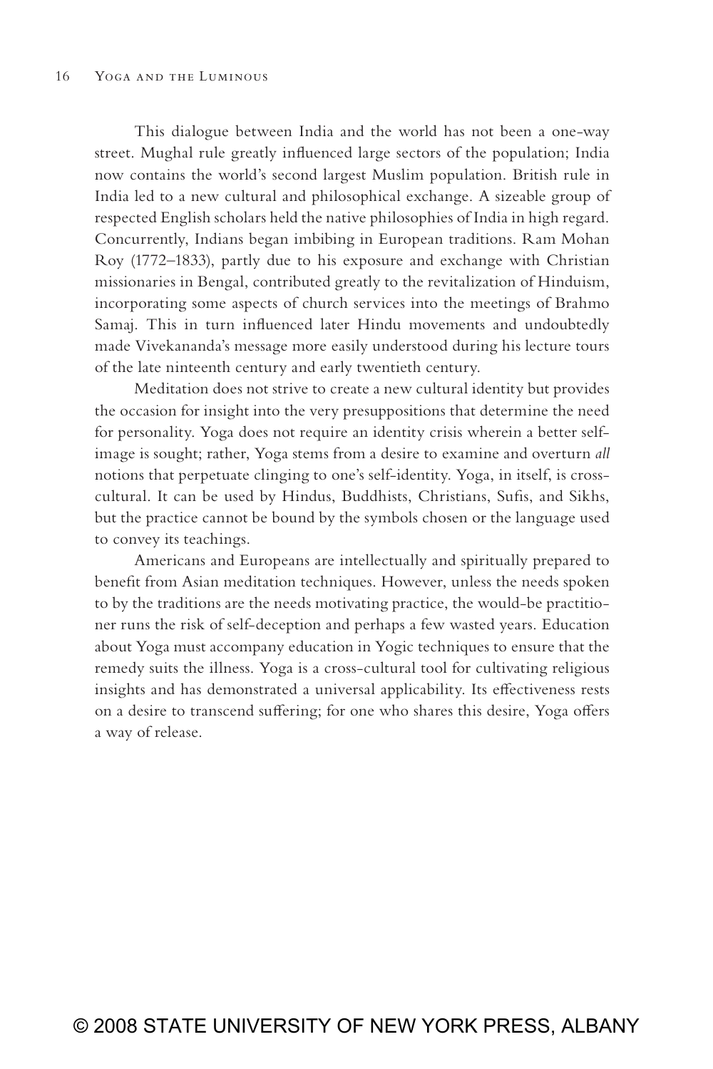This dialogue between India and the world has not been a one-way street. Mughal rule greatly influenced large sectors of the population; India now contains the world's second largest Muslim population. British rule in India led to a new cultural and philosophical exchange. A sizeable group of respected English scholars held the native philosophies of India in high regard. Concurrently, Indians began imbibing in European traditions. Ram Mohan Roy (1772–1833), partly due to his exposure and exchange with Christian missionaries in Bengal, contributed greatly to the revitalization of Hinduism, incorporating some aspects of church services into the meetings of Brahmo Samaj. This in turn influenced later Hindu movements and undoubtedly made Vivekananda's message more easily understood during his lecture tours of the late ninteenth century and early twentieth century.

Meditation does not strive to create a new cultural identity but provides the occasion for insight into the very presuppositions that determine the need for personality. Yoga does not require an identity crisis wherein a better self-image is sought; rather, Yoga stems from a desire to examine and overturn *all* notions that perpetuate clinging to one's self-identity. Yoga, in itself, is cross-cultural. It can be used by Hindus, Buddhists, Christians, Sufis, and Sikhs, but the practice cannot be bound by the symbols chosen or the language used to convey its teachings.

Americans and Europeans are intellectually and spiritually prepared to benefit from Asian meditation techniques. However, unless the needs spoken to by the traditions are the needs motivating practice, the would-be practitioner runs the risk of self-deception and perhaps a few wasted years. Education about Yoga must accompany education in Yogic techniques to ensure that the remedy suits the illness. Yoga is a cross-cultural tool for cultivating religious insights and has demonstrated a universal applicability. Its effectiveness rests on a desire to transcend suffering; for one who shares this desire, Yoga offers a way of release.

© 2008 STATE UNIVERSITY OF NEW YORK PRESS, ALBANY